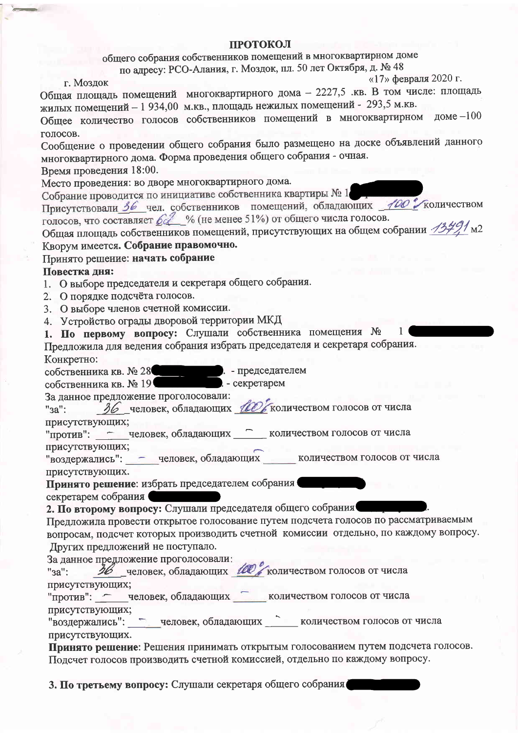**ПРОТОКОЛ**

общего собрания собственников помещений в многоквартирном доме
по адресу: РСО-Алания, г. Моздок, пл. 50 лет Октября, д. № 48

г. Моздок «17» февраля 2020 г.

Общая площадь помещений многоквартирного дома – 2227,5 .кв. В том числе: площадь жилых помещений – 1 934,00 м.кв., площадь нежилых помещений - 293,5 м.кв.

Общее количество голосов собственников помещений в многоквартирном доме –100 голосов.

Сообщение о проведении общего собрания было размещено на доске объявлений данного многоквартирного дома. Форма проведения общего собрания - очная.

Время проведения 18:00.

Место проведения: во дворе многоквартирного дома.

Собрание проводится по инициативе собственника квартиры № 1

Присутствовали 36 чел. собственников помещений, обладающих 100% количеством голосов, что составляет 62 % (не менее 51%) от общего числа голосов.

Общая площадь собственников помещений, присутствующих на общем собрании 1349,1 м2

Кворум имеется. **Собрание правомочно.**

Принято решение: **начать собрание**

**Повестка дня:**

1. О выборе председателя и секретаря общего собрания.
2. О порядке подсчёта голосов.
3. О выборе членов счетной комиссии.
4. Устройство ограды дворовой территории МКД

**1. По первому вопросу:** Слушали собственника помещения № 1

Предложила для ведения собрания избрать председателя и секретаря собрания.

Конкретно:

собственника кв. № 28 . - председателем

собственника кв. № 19 . - секретарем

За данное предложение проголосовали:

"за": 36 человек, обладающих 100% количеством голосов от числа присутствующих;

"против": – человек, обладающих – количеством голосов от числа присутствующих;

"воздержались": – человек, обладающих – количеством голосов от числа присутствующих.

**Принято решение**: избрать председателем собрания

секретарем собрания

**2. По второму вопросу:** Слушали председателя общего собрания .

Предложила провести открытое голосование путем подсчета голосов по рассматриваемым вопросам, подсчет которых производить счетной комиссии отдельно, по каждому вопросу.

Других предложений не поступало.

За данное предложение проголосовали:

"за": 36 человек, обладающих 100% количеством голосов от числа присутствующих;

"против": – человек, обладающих – количеством голосов от числа присутствующих;

"воздержались": – человек, обладающих – количеством голосов от числа присутствующих.

**Принято решение**: Решения принимать открытым голосованием путем подсчета голосов. Подсчет голосов производить счетной комиссией, отдельно по каждому вопросу.

**3. По третьему вопросу:** Слушали секретаря общего собрания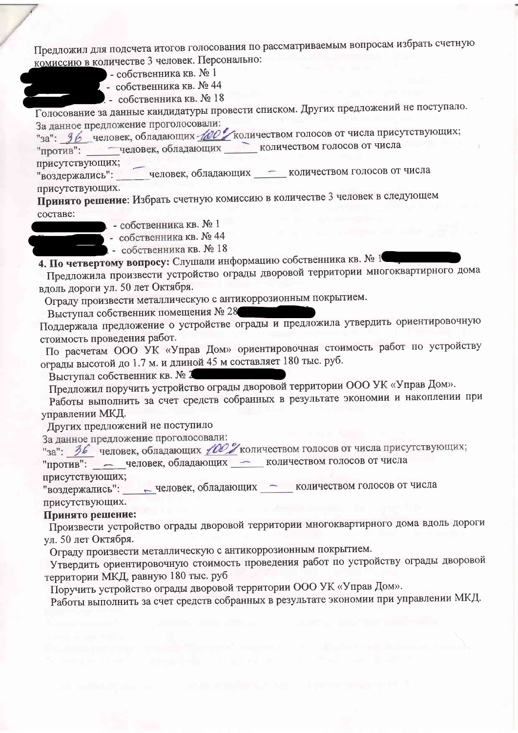Предложил для подсчета итогов голосования по рассматриваемым вопросам избрать счетную комиссию в количестве 3 человек. Персонально:

- собственника кв. № 1
- собственника кв. № 44
- собственника кв. № 18

Голосование за данные кандидатуры провести списком. Других предложений не поступало.

За данное предложение проголосовали:

"за": 36 человек, обладающих 100% количеством голосов от числа присутствующих;

"против": — человек, обладающих — количеством голосов от числа присутствующих;

"воздержались": — человек, обладающих — количеством голосов от числа присутствующих.

**Принято решение**: Избрать счетную комиссию в количестве 3 человек в следующем составе:

- собственника кв. № 1
- собственника кв. № 44
- собственника кв. № 18

**4. По четвертому вопросу:** Слушали информацию собственника кв. № 1

Предложила произвести устройство ограды дворовой территории многоквартирного дома вдоль дороги ул. 50 лет Октября.

Ограду произвести металлическую с антикоррозионным покрытием.

Выступал собственник помещения № 28

Поддержала предложение о устройстве ограды и предложила утвердить ориентировочную стоимость проведения работ.

По расчетам ООО УК «Управ Дом» ориентировочная стоимость работ по устройству ограды высотой до 1.7 м. и длиной 45 м составляет 180 тыс. руб.

Выступал собственник кв. № 2

Предложил поручить устройство ограды дворовой территории ООО УК «Управ Дом».

Работы выполнить за счет средств собранных в результате экономии и накоплении при управлении МКД.

Других предложений не поступило

За данное предложение проголосовали:

"за": 36 человек, обладающих 100% количеством голосов от числа присутствующих;

"против": — человек, обладающих — количеством голосов от числа присутствующих;

"воздержались": — человек, обладающих — количеством голосов от числа присутствующих.

**Принято решение:**

Произвести устройство ограды дворовой территории многоквартирного дома вдоль дороги ул. 50 лет Октября.

Ограду произвести металлическую с антикоррозионным покрытием.

Утвердить ориентировочную стоимость проведения работ по устройству ограды дворовой территории МКД, равную 180 тыс. руб

Поручить устройство ограды дворовой территории ООО УК «Управ Дом».

Работы выполнить за счет средств собранных в результате экономии при управлении МКД.